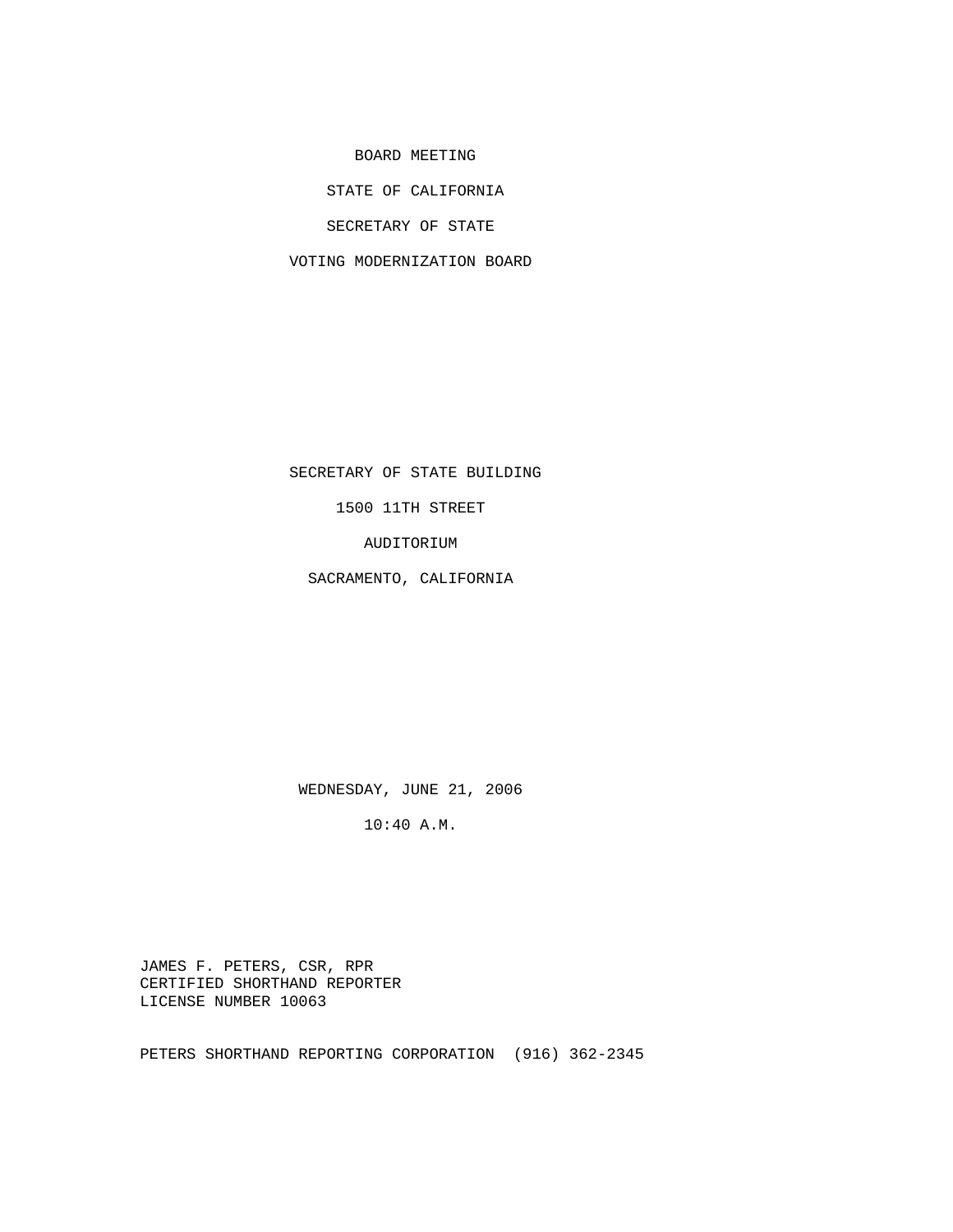# BOARD MEETING

STATE OF CALIFORNIA

SECRETARY OF STATE

VOTING MODERNIZATION BOARD

SECRETARY OF STATE BUILDING

1500 11TH STREET

AUDITORIUM

SACRAMENTO, CALIFORNIA

WEDNESDAY, JUNE 21, 2006

10:40 A.M.

JAMES F. PETERS, CSR, RPR
CERTIFIED SHORTHAND REPORTER
LICENSE NUMBER 10063

PETERS SHORTHAND REPORTING CORPORATION (916) 362-2345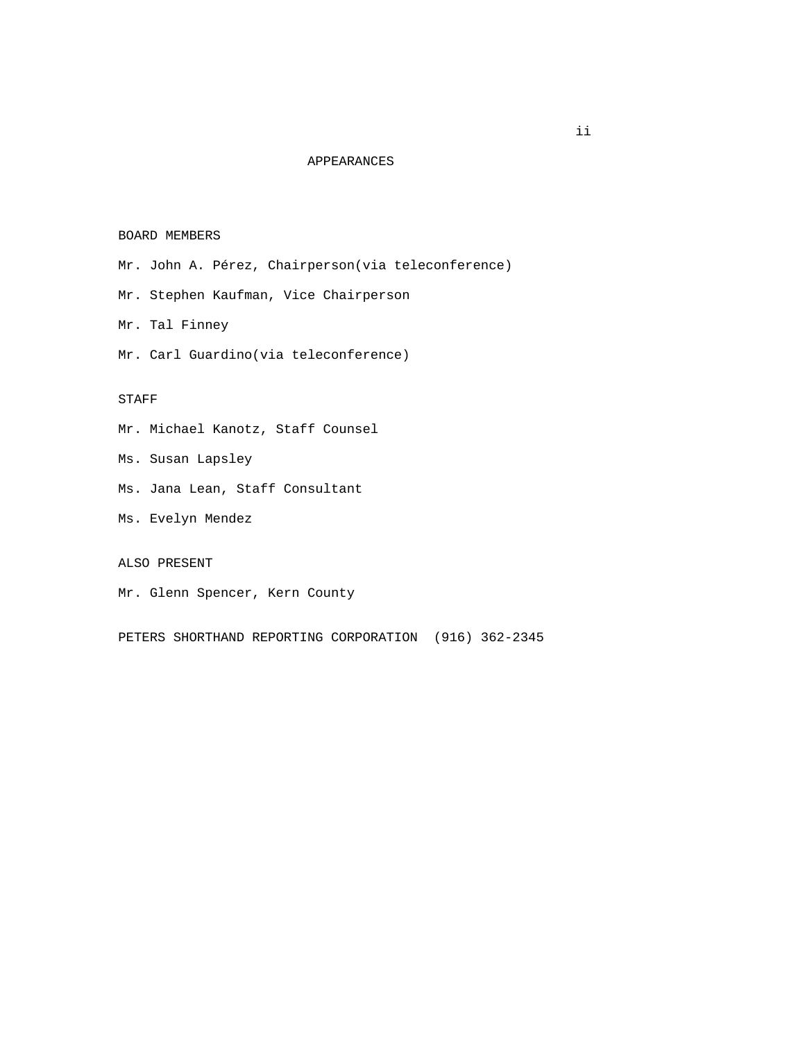# APPEARANCES

BOARD MEMBERS

Mr. John A. Pérez, Chairperson(via teleconference)

Mr. Stephen Kaufman, Vice Chairperson

Mr. Tal Finney

Mr. Carl Guardino(via teleconference)

STAFF

Mr. Michael Kanotz, Staff Counsel

Ms. Susan Lapsley

Ms. Jana Lean, Staff Consultant

Ms. Evelyn Mendez

ALSO PRESENT

Mr. Glenn Spencer, Kern County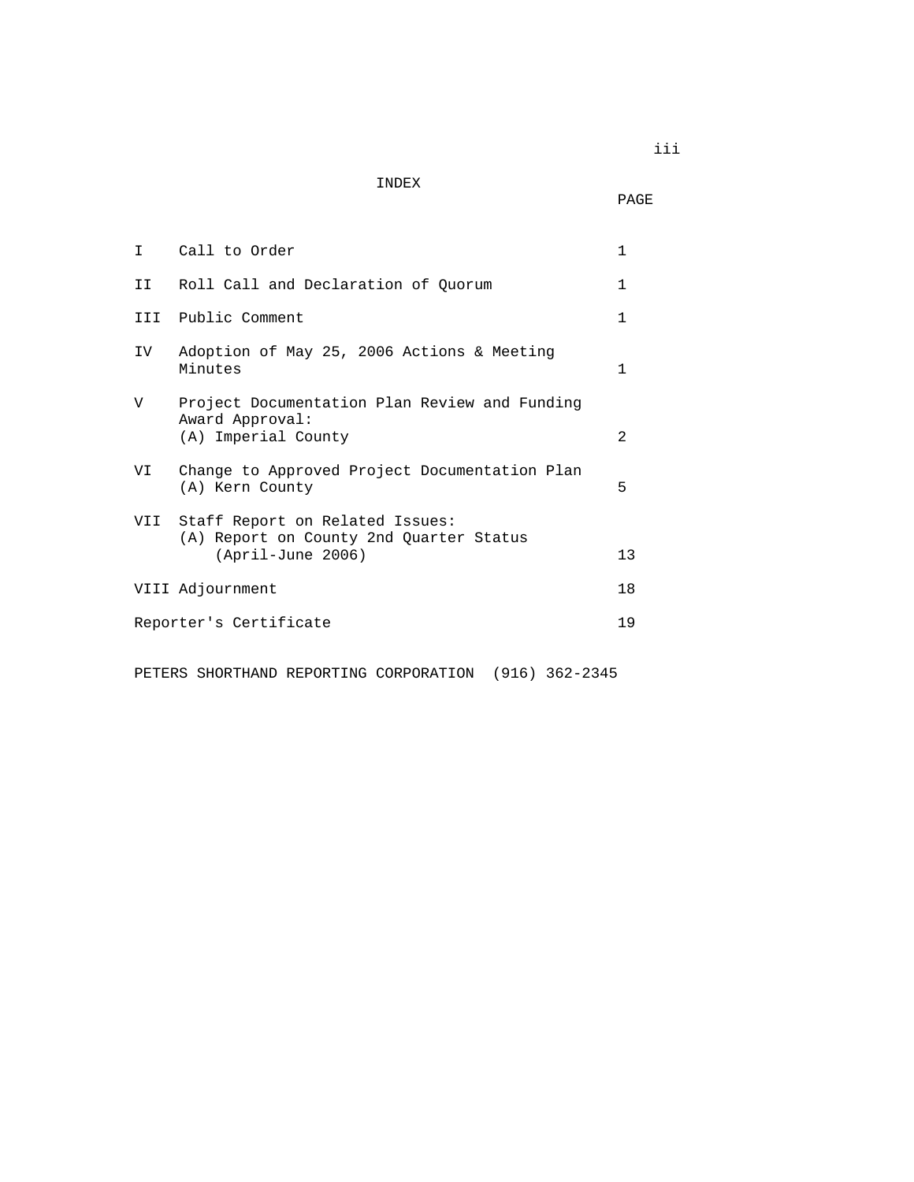# INDEX

| | | PAGE |
|---|---|---|
| I | Call to Order | 1 |
| II | Roll Call and Declaration of Quorum | 1 |
| III | Public Comment | 1 |
| IV | Adoption of May 25, 2006 Actions & Meeting Minutes | 1 |
| V | Project Documentation Plan Review and Funding Award Approval:<br>(A) Imperial County | 2 |
| VI | Change to Approved Project Documentation Plan<br>(A) Kern County | 5 |
| VII | Staff Report on Related Issues:<br>(A) Report on County 2nd Quarter Status (April-June 2006) | 13 |
| VIII | Adjournment | 18 |
| | Reporter's Certificate | 19 |

PETERS SHORTHAND REPORTING CORPORATION (916) 362-2345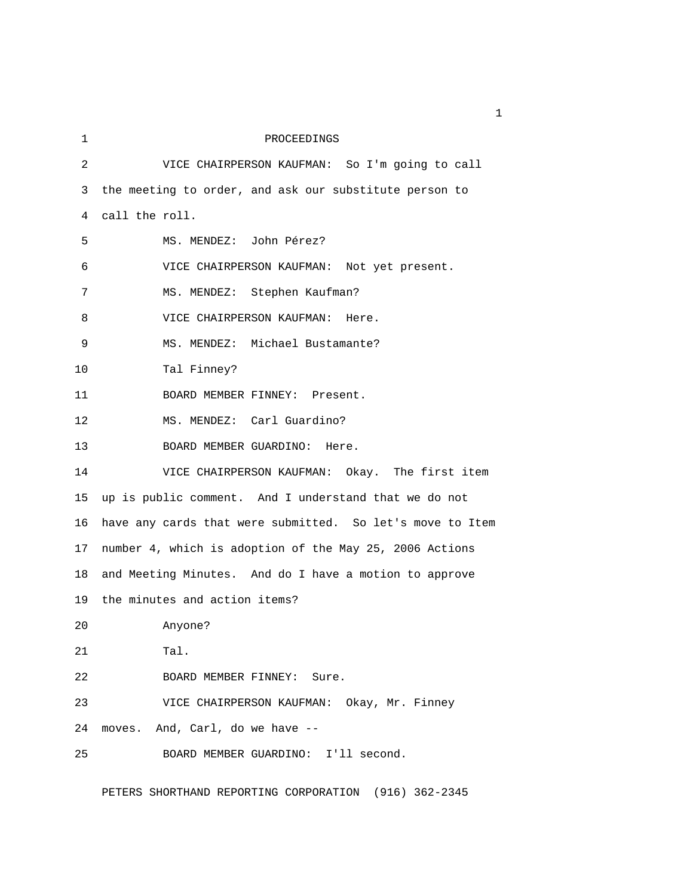PROCEEDINGS

VICE CHAIRPERSON KAUFMAN: So I'm going to call the meeting to order, and ask our substitute person to call the roll.

MS. MENDEZ: John Pérez?

VICE CHAIRPERSON KAUFMAN: Not yet present.

MS. MENDEZ: Stephen Kaufman?

VICE CHAIRPERSON KAUFMAN: Here.

MS. MENDEZ: Michael Bustamante?

Tal Finney?

BOARD MEMBER FINNEY: Present.

MS. MENDEZ: Carl Guardino?

BOARD MEMBER GUARDINO: Here.

VICE CHAIRPERSON KAUFMAN: Okay. The first item up is public comment. And I understand that we do not have any cards that were submitted. So let's move to Item number 4, which is adoption of the May 25, 2006 Actions and Meeting Minutes. And do I have a motion to approve the minutes and action items?

Anyone?

Tal.

BOARD MEMBER FINNEY: Sure.

VICE CHAIRPERSON KAUFMAN: Okay, Mr. Finney moves. And, Carl, do we have --

BOARD MEMBER GUARDINO: I'll second.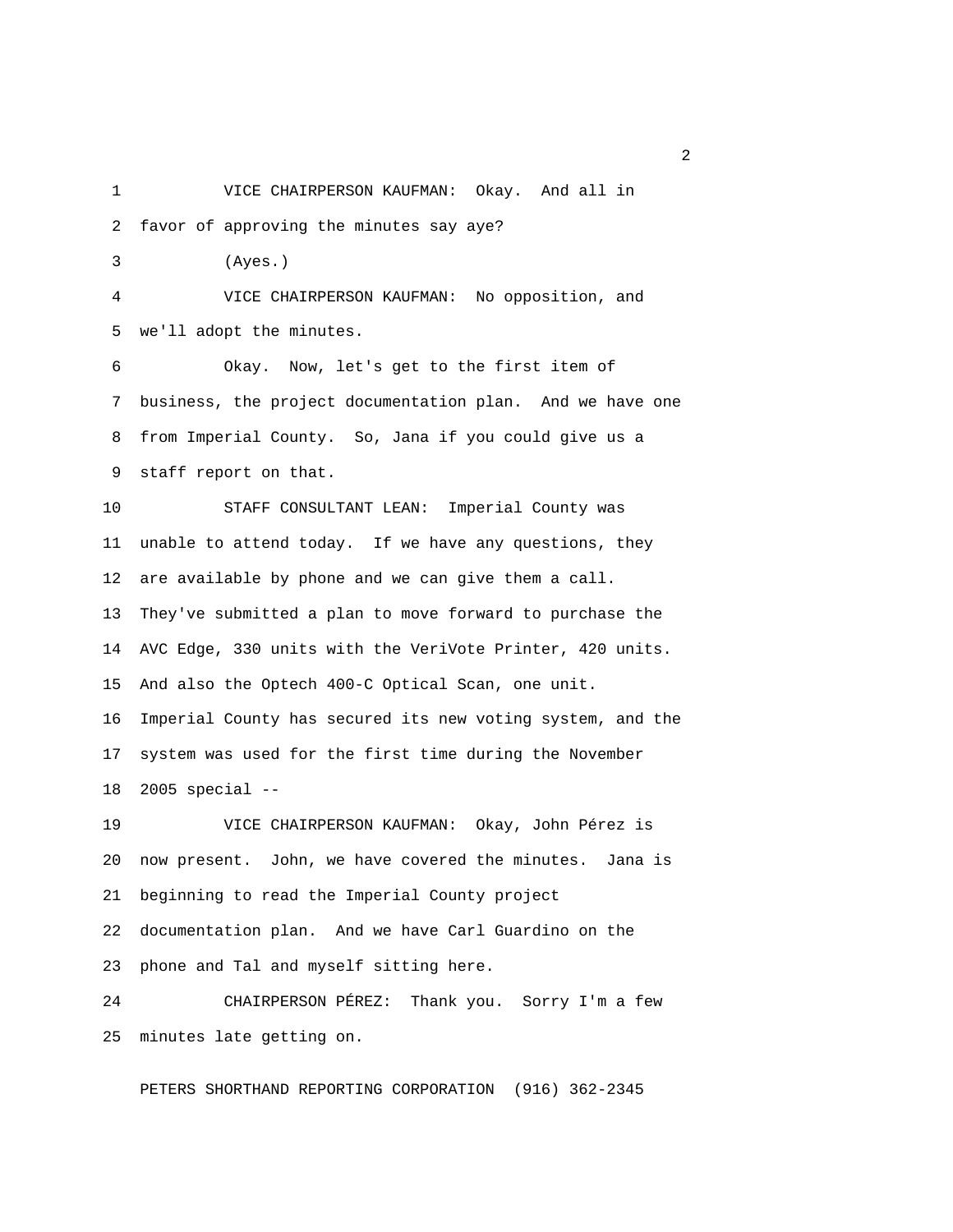VICE CHAIRPERSON KAUFMAN: Okay. And all in favor of approving the minutes say aye?

(Ayes.)

VICE CHAIRPERSON KAUFMAN: No opposition, and we'll adopt the minutes.

Okay. Now, let's get to the first item of business, the project documentation plan. And we have one from Imperial County. So, Jana if you could give us a staff report on that.

STAFF CONSULTANT LEAN: Imperial County was unable to attend today. If we have any questions, they are available by phone and we can give them a call. They've submitted a plan to move forward to purchase the AVC Edge, 330 units with the VeriVote Printer, 420 units. And also the Optech 400-C Optical Scan, one unit. Imperial County has secured its new voting system, and the system was used for the first time during the November 2005 special --

VICE CHAIRPERSON KAUFMAN: Okay, John Pérez is now present. John, we have covered the minutes. Jana is beginning to read the Imperial County project documentation plan. And we have Carl Guardino on the phone and Tal and myself sitting here.

CHAIRPERSON PÉREZ: Thank you. Sorry I'm a few minutes late getting on.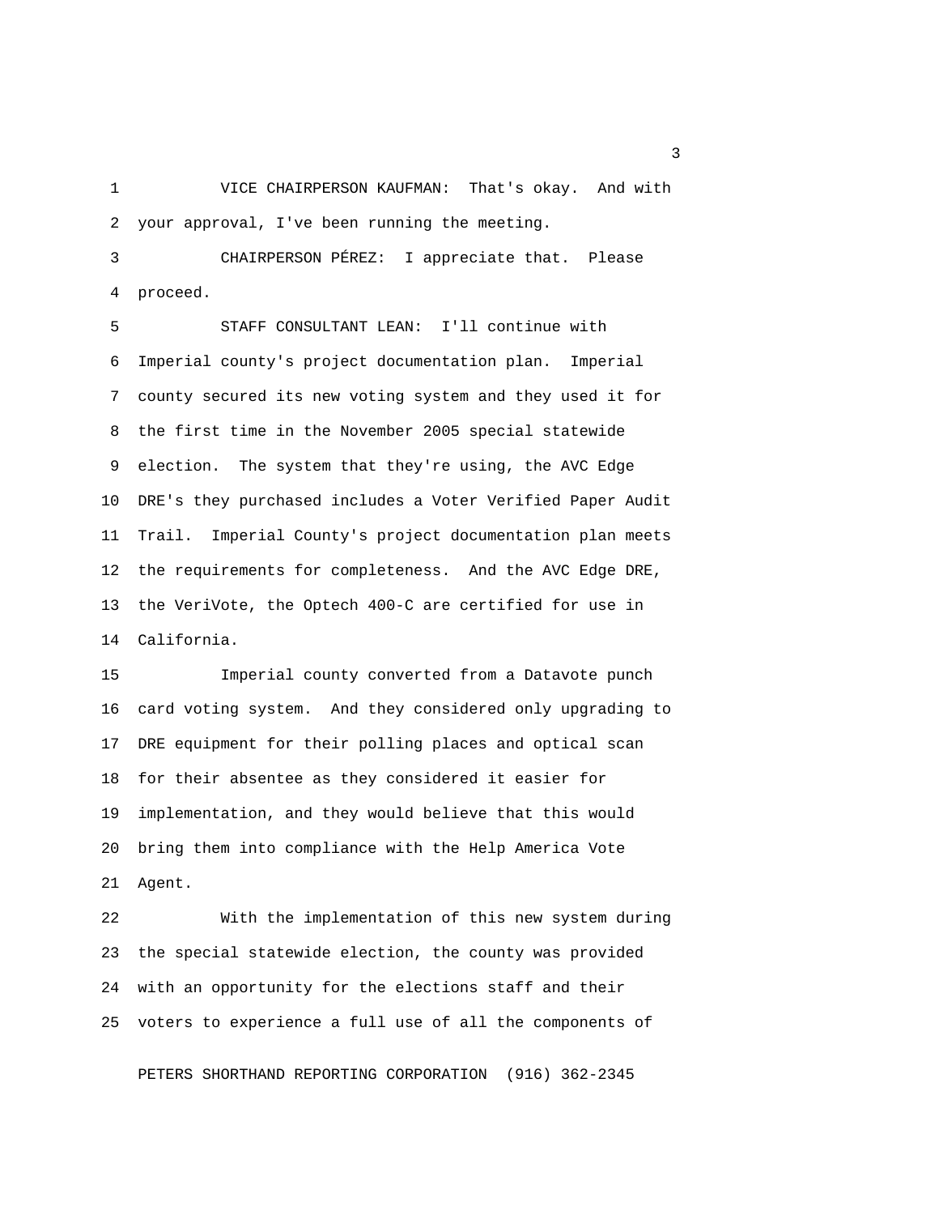VICE CHAIRPERSON KAUFMAN: That's okay. And with your approval, I've been running the meeting.

CHAIRPERSON PÉREZ: I appreciate that. Please proceed.

STAFF CONSULTANT LEAN: I'll continue with Imperial county's project documentation plan. Imperial county secured its new voting system and they used it for the first time in the November 2005 special statewide election. The system that they're using, the AVC Edge DRE's they purchased includes a Voter Verified Paper Audit Trail. Imperial County's project documentation plan meets the requirements for completeness. And the AVC Edge DRE, the VeriVote, the Optech 400-C are certified for use in California.

Imperial county converted from a Datavote punch card voting system. And they considered only upgrading to DRE equipment for their polling places and optical scan for their absentee as they considered it easier for implementation, and they would believe that this would bring them into compliance with the Help America Vote Agent.

With the implementation of this new system during the special statewide election, the county was provided with an opportunity for the elections staff and their voters to experience a full use of all the components of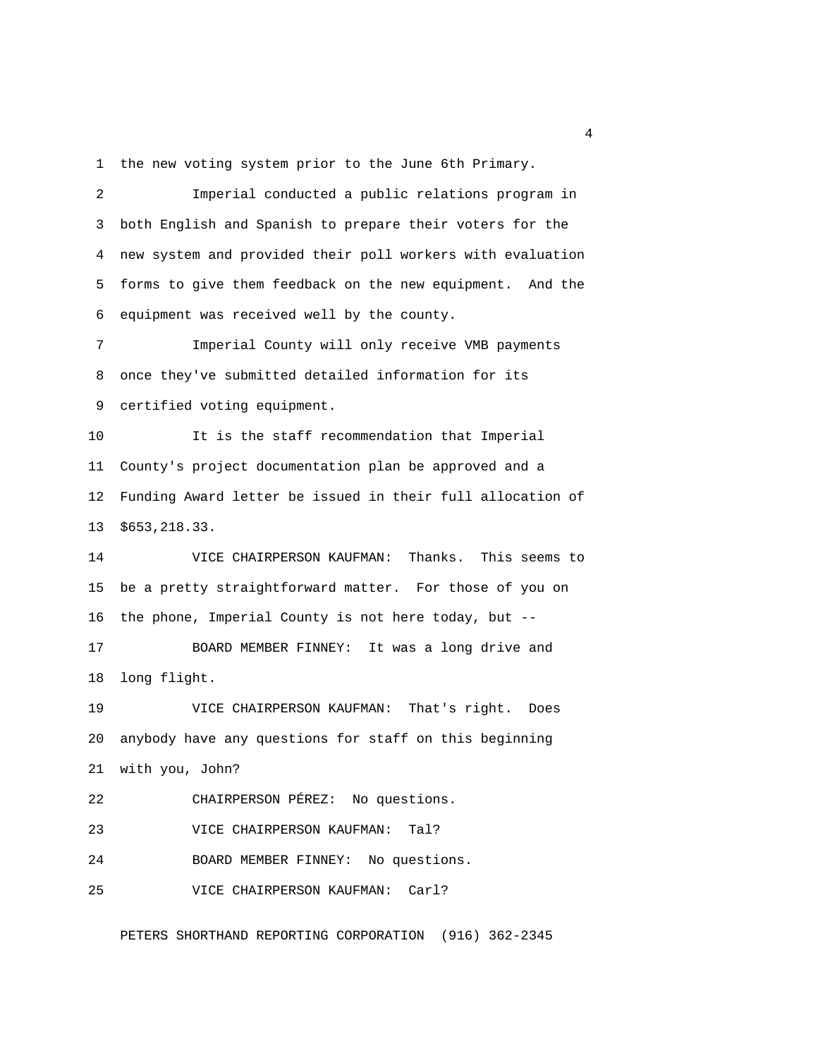the new voting system prior to the June 6th Primary.

Imperial conducted a public relations program in both English and Spanish to prepare their voters for the new system and provided their poll workers with evaluation forms to give them feedback on the new equipment. And the equipment was received well by the county.

Imperial County will only receive VMB payments once they've submitted detailed information for its certified voting equipment.

It is the staff recommendation that Imperial County's project documentation plan be approved and a Funding Award letter be issued in their full allocation of $653,218.33.

VICE CHAIRPERSON KAUFMAN: Thanks. This seems to be a pretty straightforward matter. For those of you on the phone, Imperial County is not here today, but --

BOARD MEMBER FINNEY: It was a long drive and long flight.

VICE CHAIRPERSON KAUFMAN: That's right. Does anybody have any questions for staff on this beginning with you, John?

CHAIRPERSON PÉREZ: No questions.

VICE CHAIRPERSON KAUFMAN: Tal?

BOARD MEMBER FINNEY: No questions.

VICE CHAIRPERSON KAUFMAN: Carl?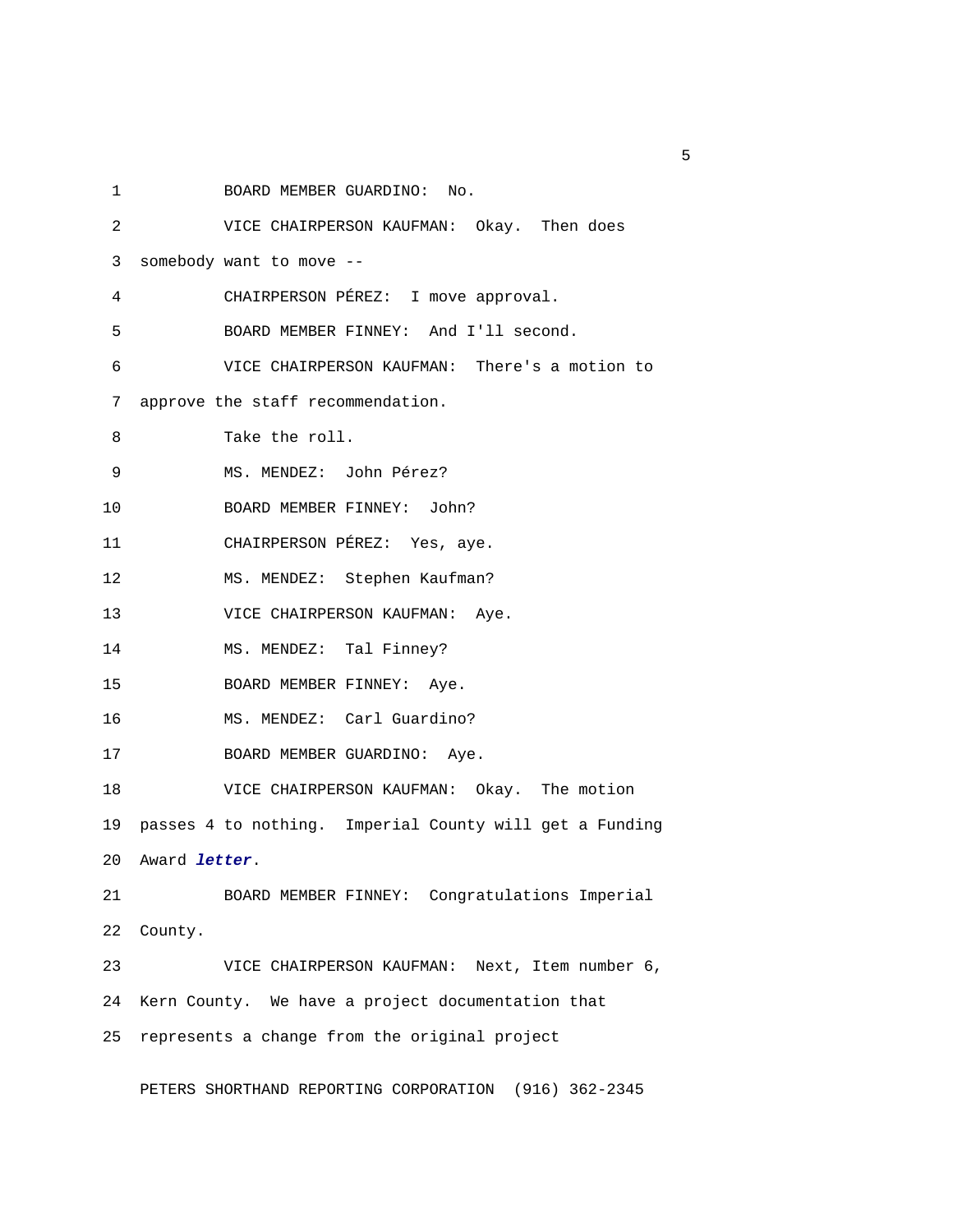BOARD MEMBER GUARDINO: No.

VICE CHAIRPERSON KAUFMAN: Okay. Then does somebody want to move --

CHAIRPERSON PÉREZ: I move approval.

BOARD MEMBER FINNEY: And I'll second.

VICE CHAIRPERSON KAUFMAN: There's a motion to approve the staff recommendation.

Take the roll.

MS. MENDEZ: John Pérez?

BOARD MEMBER FINNEY: John?

CHAIRPERSON PÉREZ: Yes, aye.

MS. MENDEZ: Stephen Kaufman?

VICE CHAIRPERSON KAUFMAN: Aye.

MS. MENDEZ: Tal Finney?

BOARD MEMBER FINNEY: Aye.

MS. MENDEZ: Carl Guardino?

BOARD MEMBER GUARDINO: Aye.

VICE CHAIRPERSON KAUFMAN: Okay. The motion passes 4 to nothing. Imperial County will get a Funding Award ***letter***.

BOARD MEMBER FINNEY: Congratulations Imperial County.

VICE CHAIRPERSON KAUFMAN: Next, Item number 6, Kern County. We have a project documentation that represents a change from the original project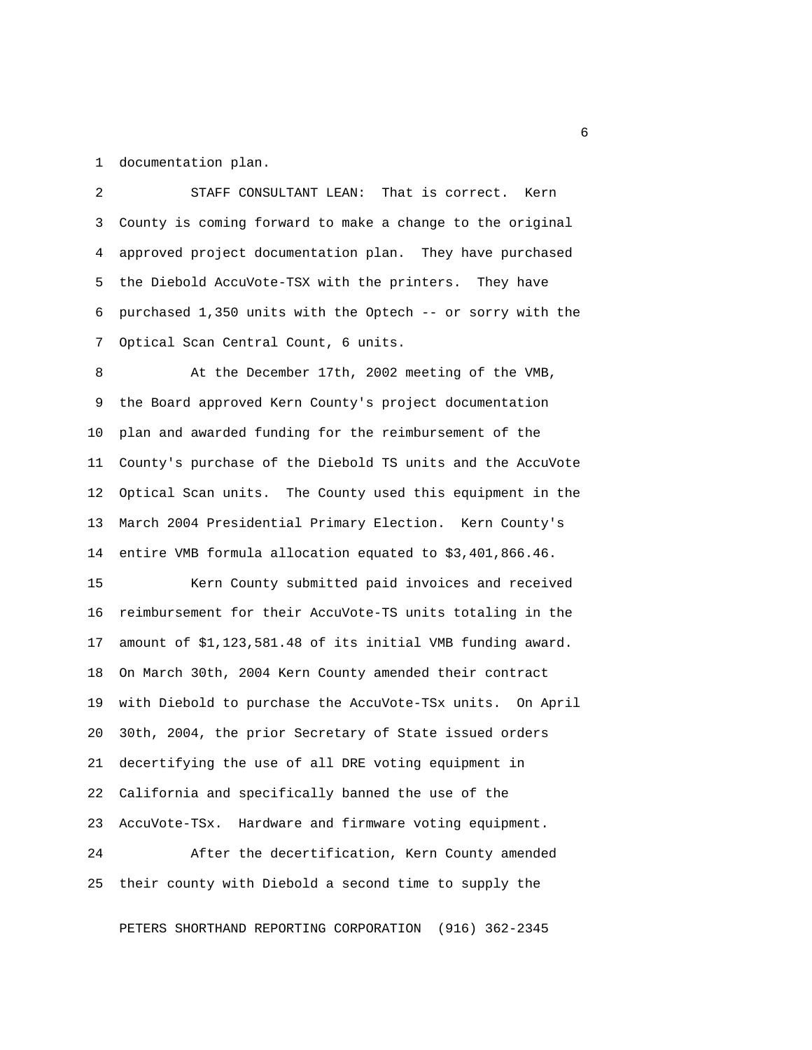documentation plan.

STAFF CONSULTANT LEAN: That is correct. Kern County is coming forward to make a change to the original approved project documentation plan. They have purchased the Diebold AccuVote-TSX with the printers. They have purchased 1,350 units with the Optech -- or sorry with the Optical Scan Central Count, 6 units.

At the December 17th, 2002 meeting of the VMB, the Board approved Kern County's project documentation plan and awarded funding for the reimbursement of the County's purchase of the Diebold TS units and the AccuVote Optical Scan units. The County used this equipment in the March 2004 Presidential Primary Election. Kern County's entire VMB formula allocation equated to $3,401,866.46.

Kern County submitted paid invoices and received reimbursement for their AccuVote-TS units totaling in the amount of $1,123,581.48 of its initial VMB funding award. On March 30th, 2004 Kern County amended their contract with Diebold to purchase the AccuVote-TSx units. On April 30th, 2004, the prior Secretary of State issued orders decertifying the use of all DRE voting equipment in California and specifically banned the use of the AccuVote-TSx. Hardware and firmware voting equipment.

After the decertification, Kern County amended their county with Diebold a second time to supply the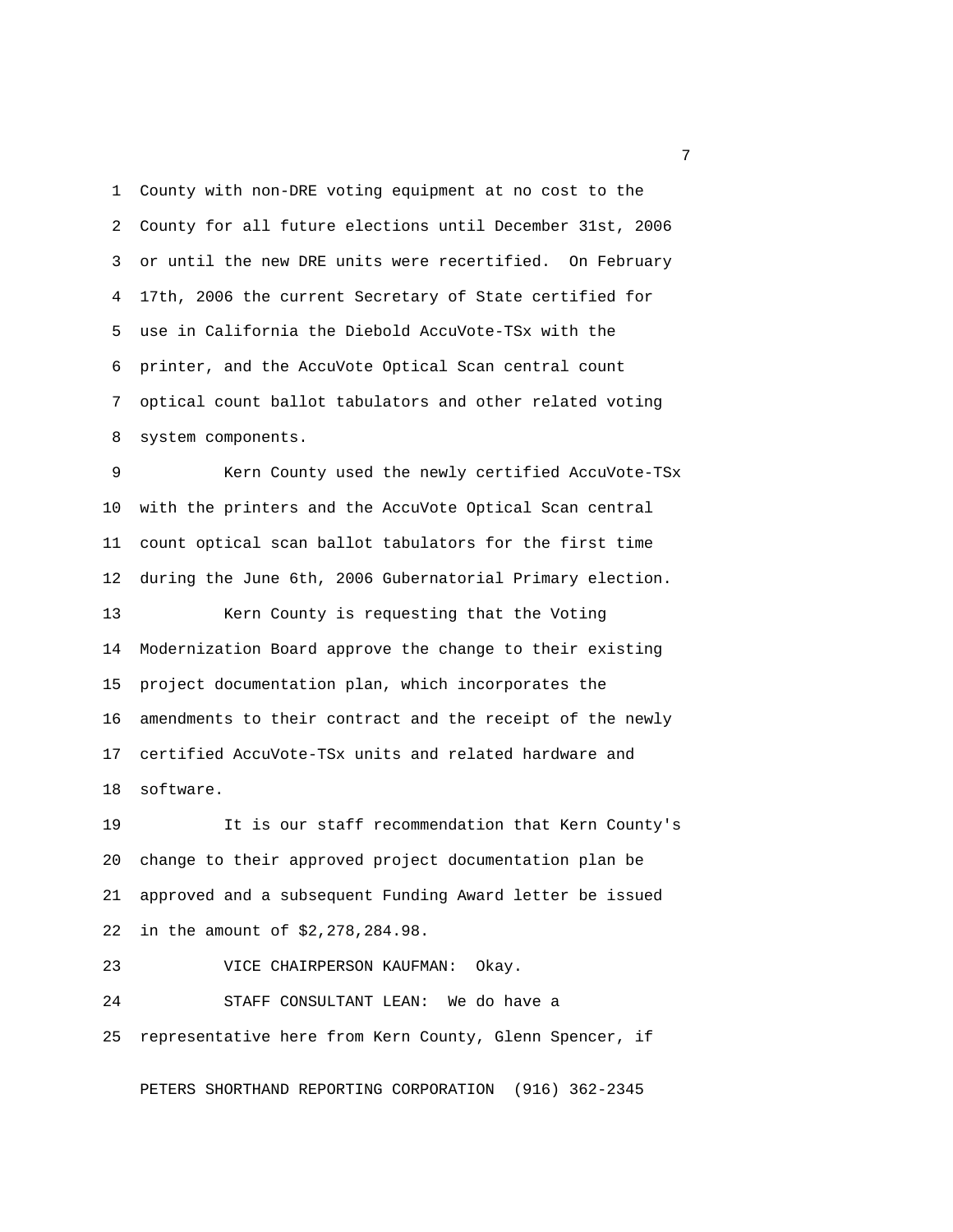County with non-DRE voting equipment at no cost to the County for all future elections until December 31st, 2006 or until the new DRE units were recertified. On February 17th, 2006 the current Secretary of State certified for use in California the Diebold AccuVote-TSx with the printer, and the AccuVote Optical Scan central count optical count ballot tabulators and other related voting system components.

Kern County used the newly certified AccuVote-TSx with the printers and the AccuVote Optical Scan central count optical scan ballot tabulators for the first time during the June 6th, 2006 Gubernatorial Primary election.

Kern County is requesting that the Voting Modernization Board approve the change to their existing project documentation plan, which incorporates the amendments to their contract and the receipt of the newly certified AccuVote-TSx units and related hardware and software.

It is our staff recommendation that Kern County's change to their approved project documentation plan be approved and a subsequent Funding Award letter be issued in the amount of $2,278,284.98.

VICE CHAIRPERSON KAUFMAN: Okay.

STAFF CONSULTANT LEAN: We do have a representative here from Kern County, Glenn Spencer, if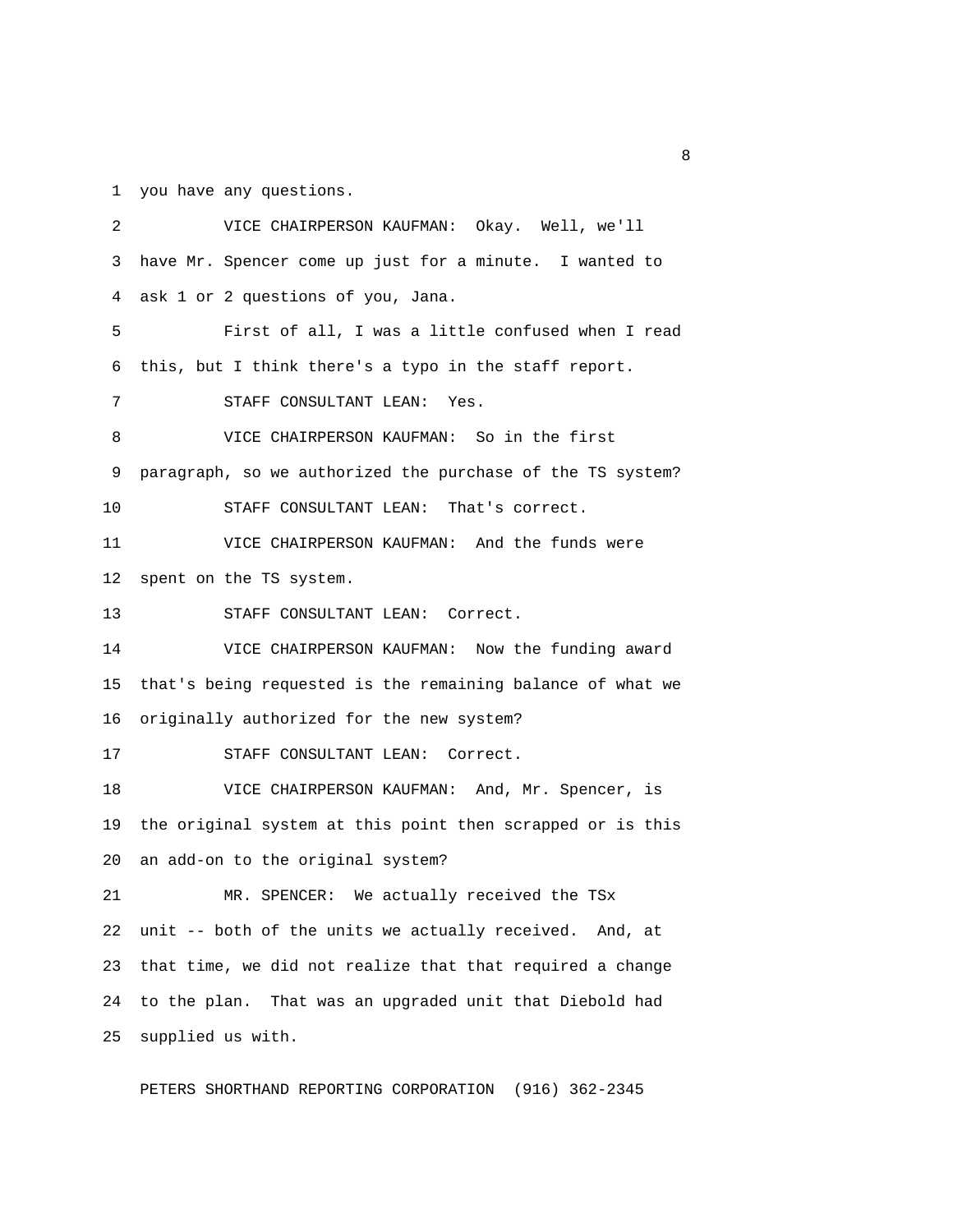you have any questions.

VICE CHAIRPERSON KAUFMAN: Okay. Well, we'll have Mr. Spencer come up just for a minute. I wanted to ask 1 or 2 questions of you, Jana.

First of all, I was a little confused when I read this, but I think there's a typo in the staff report.

STAFF CONSULTANT LEAN: Yes.

VICE CHAIRPERSON KAUFMAN: So in the first paragraph, so we authorized the purchase of the TS system?

STAFF CONSULTANT LEAN: That's correct.

VICE CHAIRPERSON KAUFMAN: And the funds were spent on the TS system.

STAFF CONSULTANT LEAN: Correct.

VICE CHAIRPERSON KAUFMAN: Now the funding award that's being requested is the remaining balance of what we originally authorized for the new system?

STAFF CONSULTANT LEAN: Correct.

VICE CHAIRPERSON KAUFMAN: And, Mr. Spencer, is the original system at this point then scrapped or is this an add-on to the original system?

MR. SPENCER: We actually received the TSx unit -- both of the units we actually received. And, at that time, we did not realize that that required a change to the plan. That was an upgraded unit that Diebold had supplied us with.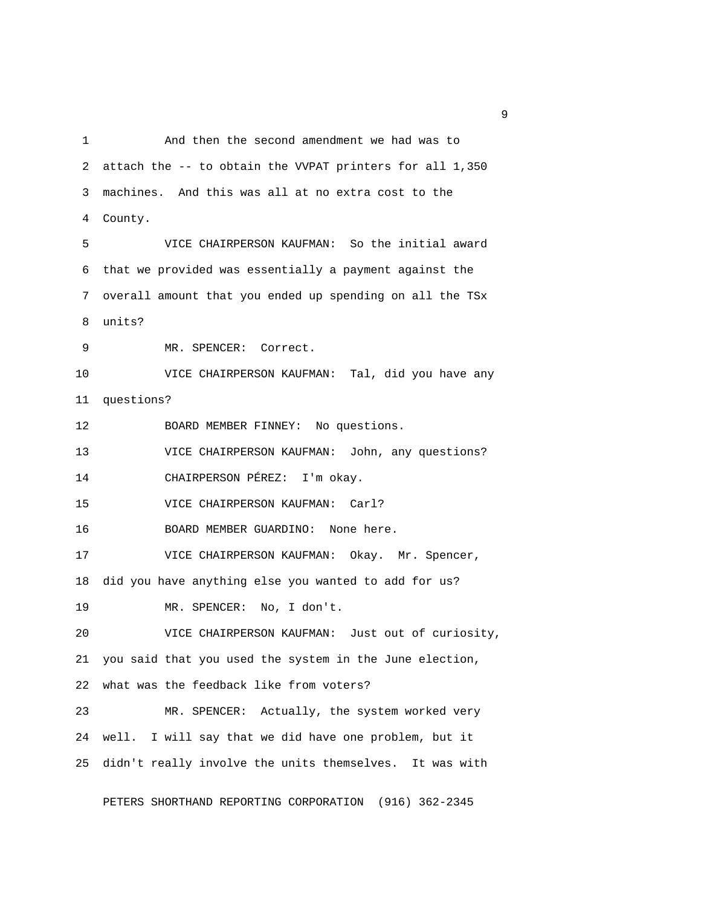And then the second amendment we had was to attach the -- to obtain the VVPAT printers for all 1,350 machines. And this was all at no extra cost to the County.

VICE CHAIRPERSON KAUFMAN: So the initial award that we provided was essentially a payment against the overall amount that you ended up spending on all the TSx units?

MR. SPENCER: Correct.

VICE CHAIRPERSON KAUFMAN: Tal, did you have any questions?

BOARD MEMBER FINNEY: No questions.

VICE CHAIRPERSON KAUFMAN: John, any questions?

CHAIRPERSON PÉREZ: I'm okay.

VICE CHAIRPERSON KAUFMAN: Carl?

BOARD MEMBER GUARDINO: None here.

VICE CHAIRPERSON KAUFMAN: Okay. Mr. Spencer, did you have anything else you wanted to add for us?

MR. SPENCER: No, I don't.

VICE CHAIRPERSON KAUFMAN: Just out of curiosity, you said that you used the system in the June election, what was the feedback like from voters?

MR. SPENCER: Actually, the system worked very well. I will say that we did have one problem, but it didn't really involve the units themselves. It was with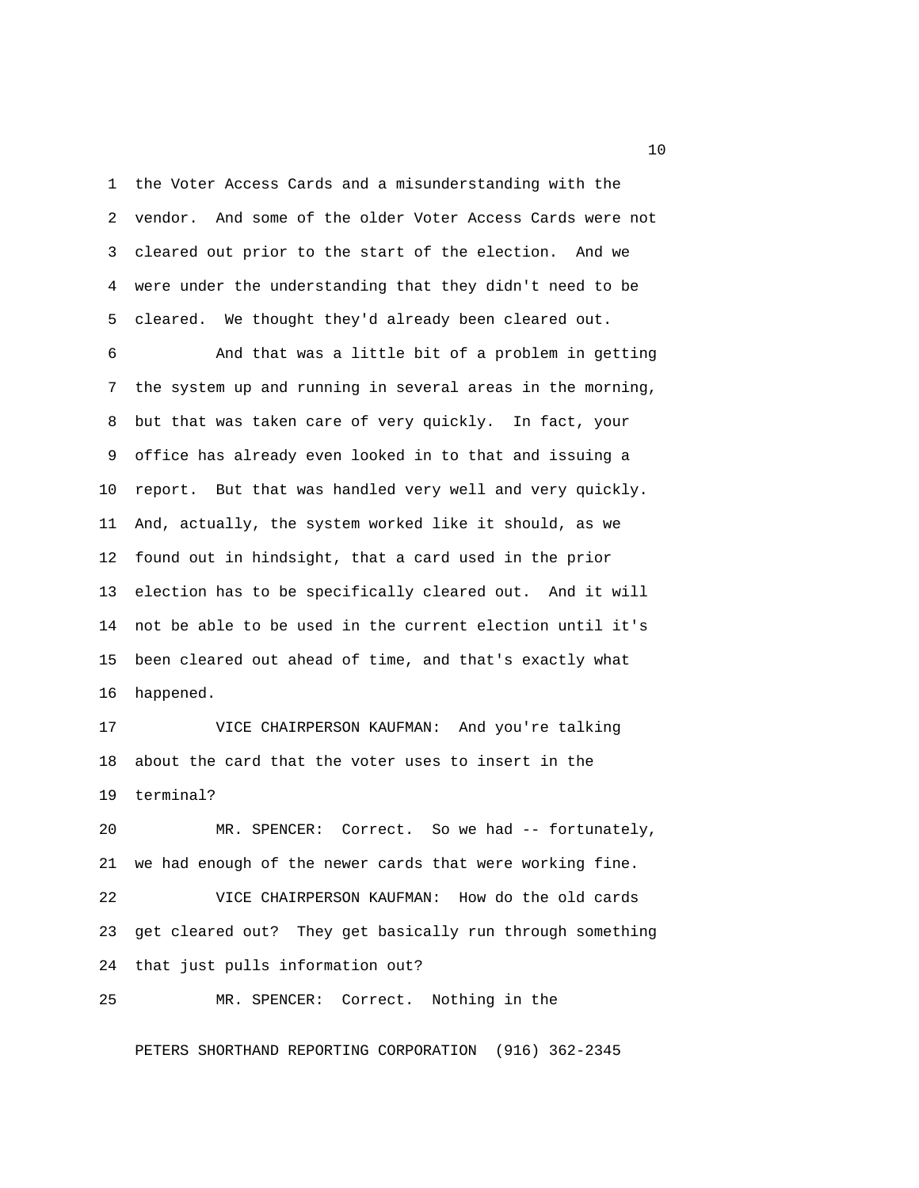the Voter Access Cards and a misunderstanding with the vendor. And some of the older Voter Access Cards were not cleared out prior to the start of the election. And we were under the understanding that they didn't need to be cleared. We thought they'd already been cleared out.

And that was a little bit of a problem in getting the system up and running in several areas in the morning, but that was taken care of very quickly. In fact, your office has already even looked in to that and issuing a report. But that was handled very well and very quickly. And, actually, the system worked like it should, as we found out in hindsight, that a card used in the prior election has to be specifically cleared out. And it will not be able to be used in the current election until it's been cleared out ahead of time, and that's exactly what happened.

VICE CHAIRPERSON KAUFMAN: And you're talking about the card that the voter uses to insert in the terminal?

MR. SPENCER: Correct. So we had -- fortunately, we had enough of the newer cards that were working fine.

VICE CHAIRPERSON KAUFMAN: How do the old cards get cleared out? They get basically run through something that just pulls information out?

MR. SPENCER: Correct. Nothing in the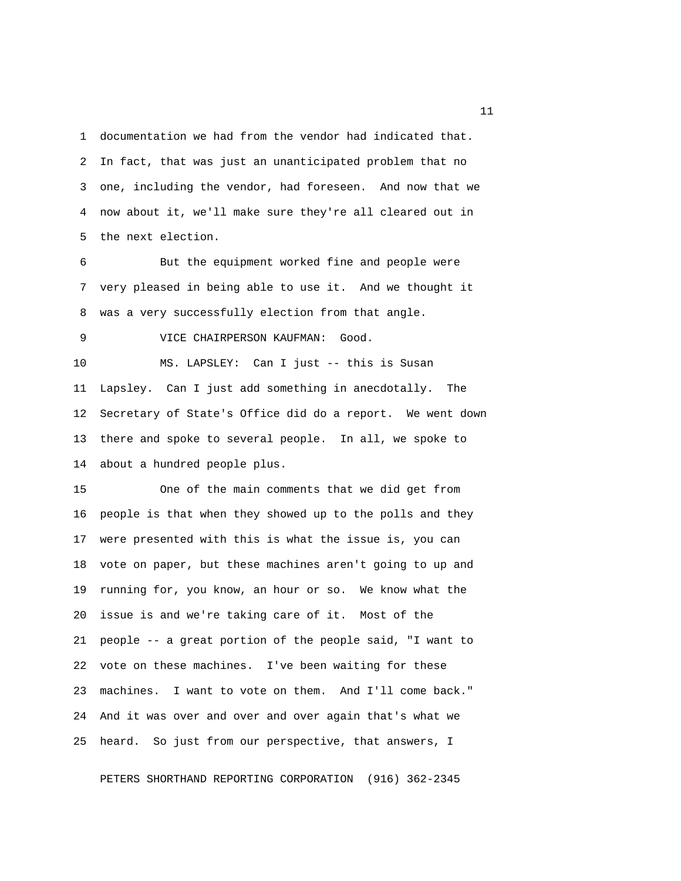documentation we had from the vendor had indicated that. In fact, that was just an unanticipated problem that no one, including the vendor, had foreseen. And now that we now about it, we'll make sure they're all cleared out in the next election.

But the equipment worked fine and people were very pleased in being able to use it. And we thought it was a very successfully election from that angle.

VICE CHAIRPERSON KAUFMAN: Good.

MS. LAPSLEY: Can I just -- this is Susan Lapsley. Can I just add something in anecdotally. The Secretary of State's Office did do a report. We went down there and spoke to several people. In all, we spoke to about a hundred people plus.

One of the main comments that we did get from people is that when they showed up to the polls and they were presented with this is what the issue is, you can vote on paper, but these machines aren't going to up and running for, you know, an hour or so. We know what the issue is and we're taking care of it. Most of the people -- a great portion of the people said, "I want to vote on these machines. I've been waiting for these machines. I want to vote on them. And I'll come back." And it was over and over and over again that's what we heard. So just from our perspective, that answers, I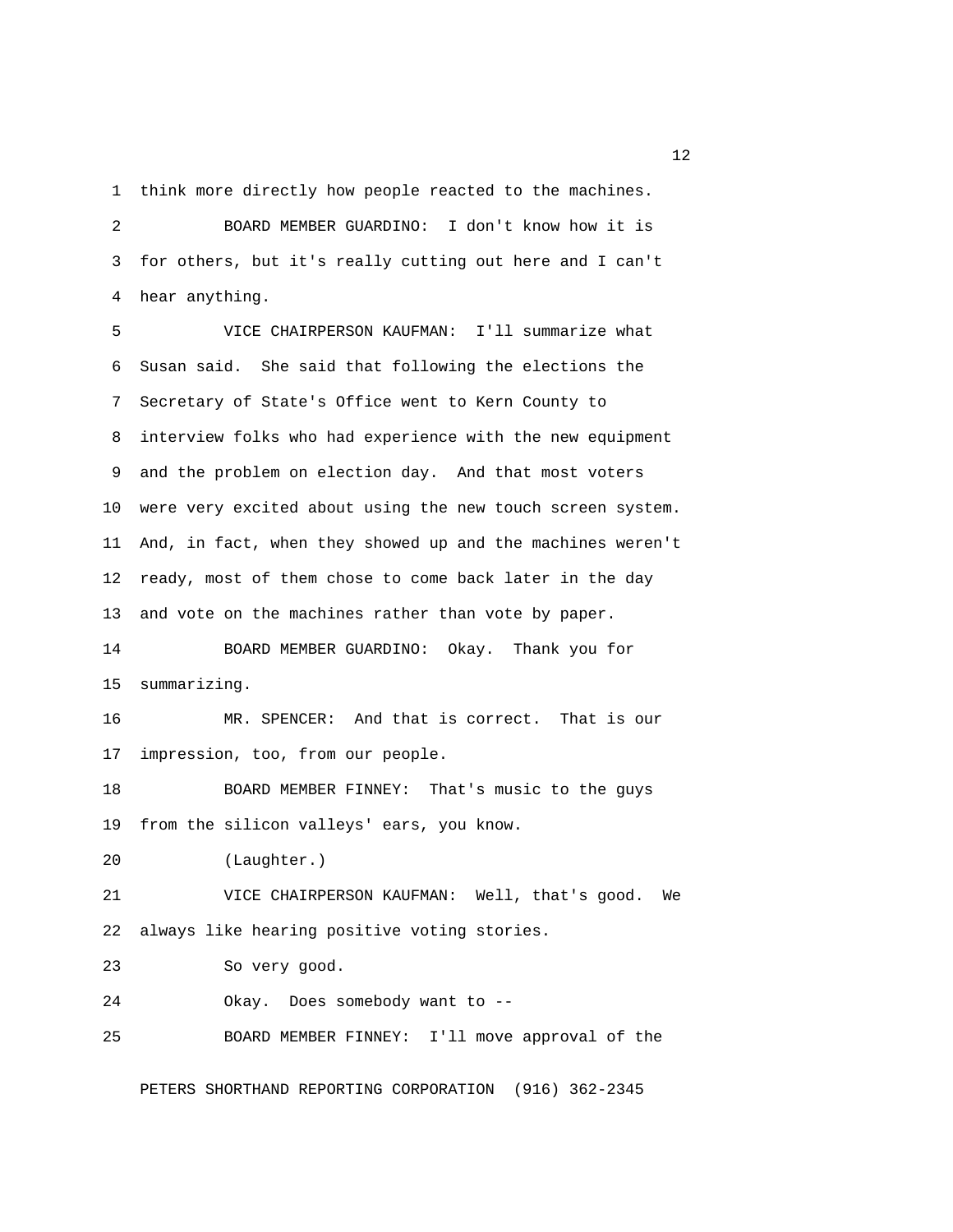1 think more directly how people reacted to the machines.

2 BOARD MEMBER GUARDINO: I don't know how it is

3 for others, but it's really cutting out here and I can't

4 hear anything.

5 VICE CHAIRPERSON KAUFMAN: I'll summarize what

6 Susan said. She said that following the elections the

7 Secretary of State's Office went to Kern County to

8 interview folks who had experience with the new equipment

9 and the problem on election day. And that most voters

10 were very excited about using the new touch screen system.

11 And, in fact, when they showed up and the machines weren't

12 ready, most of them chose to come back later in the day

13 and vote on the machines rather than vote by paper.

14 BOARD MEMBER GUARDINO: Okay. Thank you for

15 summarizing.

16 MR. SPENCER: And that is correct. That is our

17 impression, too, from our people.

18 BOARD MEMBER FINNEY: That's music to the guys

19 from the silicon valleys' ears, you know.

20 (Laughter.)

21 VICE CHAIRPERSON KAUFMAN: Well, that's good. We

22 always like hearing positive voting stories.

23 So very good.

24 Okay. Does somebody want to --

25 BOARD MEMBER FINNEY: I'll move approval of the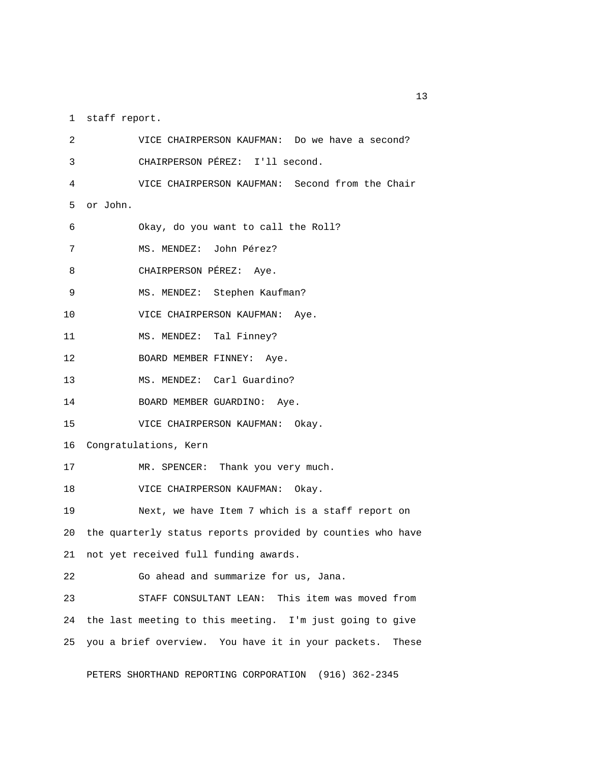1 staff report.

2 VICE CHAIRPERSON KAUFMAN: Do we have a second?

3 CHAIRPERSON PÉREZ: I'll second.

4 VICE CHAIRPERSON KAUFMAN: Second from the Chair

5 or John.

6 Okay, do you want to call the Roll?

7 MS. MENDEZ: John Pérez?

8 CHAIRPERSON PÉREZ: Aye.

9 MS. MENDEZ: Stephen Kaufman?

10 VICE CHAIRPERSON KAUFMAN: Aye.

11 MS. MENDEZ: Tal Finney?

12 BOARD MEMBER FINNEY: Aye.

13 MS. MENDEZ: Carl Guardino?

14 BOARD MEMBER GUARDINO: Aye.

15 VICE CHAIRPERSON KAUFMAN: Okay.

16 Congratulations, Kern

17 MR. SPENCER: Thank you very much.

18 VICE CHAIRPERSON KAUFMAN: Okay.

19 Next, we have Item 7 which is a staff report on

20 the quarterly status reports provided by counties who have

21 not yet received full funding awards.

22 Go ahead and summarize for us, Jana.

23 STAFF CONSULTANT LEAN: This item was moved from

24 the last meeting to this meeting. I'm just going to give

25 you a brief overview. You have it in your packets. These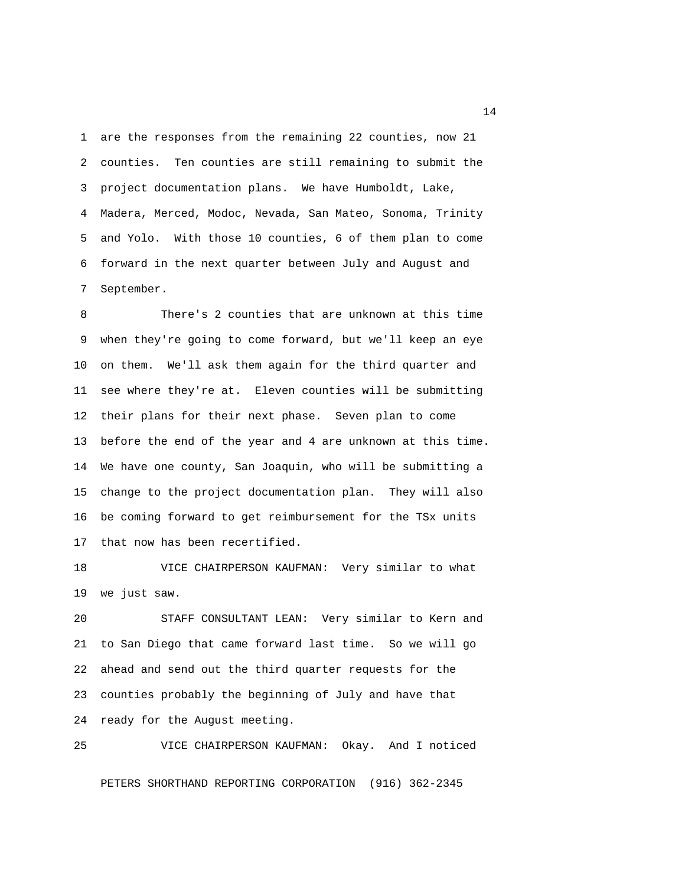are the responses from the remaining 22 counties, now 21 counties. Ten counties are still remaining to submit the project documentation plans. We have Humboldt, Lake, Madera, Merced, Modoc, Nevada, San Mateo, Sonoma, Trinity and Yolo. With those 10 counties, 6 of them plan to come forward in the next quarter between July and August and September.

There's 2 counties that are unknown at this time when they're going to come forward, but we'll keep an eye on them. We'll ask them again for the third quarter and see where they're at. Eleven counties will be submitting their plans for their next phase. Seven plan to come before the end of the year and 4 are unknown at this time. We have one county, San Joaquin, who will be submitting a change to the project documentation plan. They will also be coming forward to get reimbursement for the TSx units that now has been recertified.

VICE CHAIRPERSON KAUFMAN: Very similar to what we just saw.

STAFF CONSULTANT LEAN: Very similar to Kern and to San Diego that came forward last time. So we will go ahead and send out the third quarter requests for the counties probably the beginning of July and have that ready for the August meeting.

VICE CHAIRPERSON KAUFMAN: Okay. And I noticed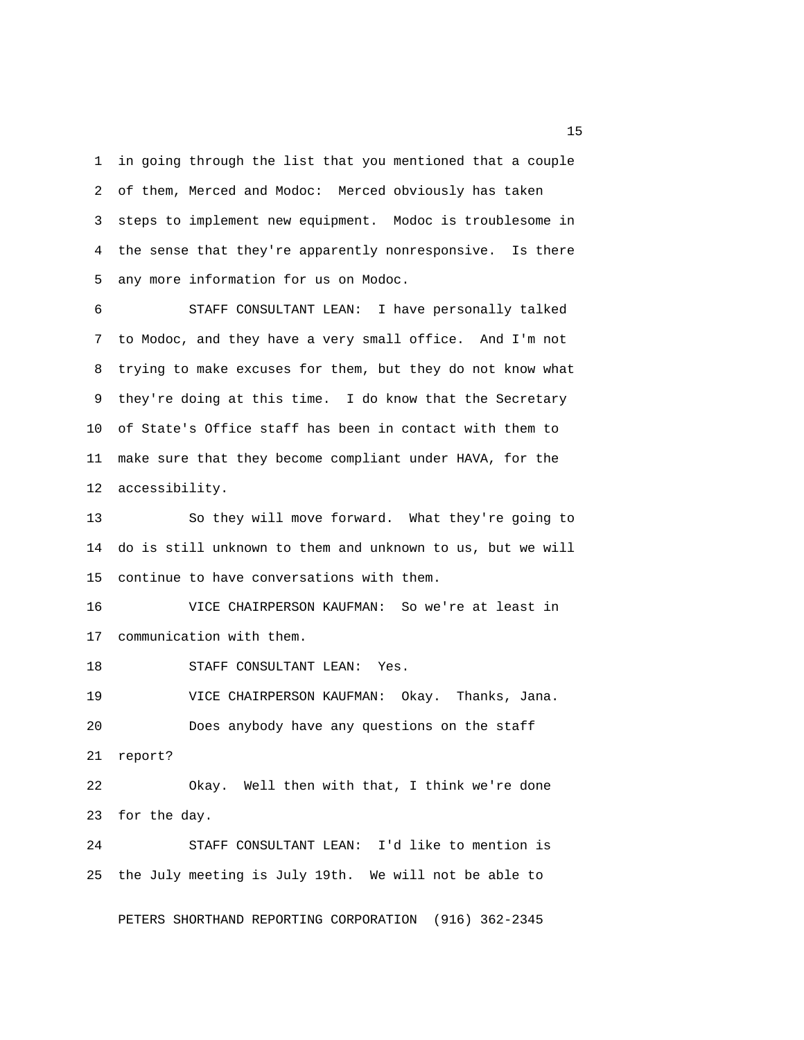in going through the list that you mentioned that a couple of them, Merced and Modoc: Merced obviously has taken steps to implement new equipment. Modoc is troublesome in the sense that they're apparently nonresponsive. Is there any more information for us on Modoc.

STAFF CONSULTANT LEAN: I have personally talked to Modoc, and they have a very small office. And I'm not trying to make excuses for them, but they do not know what they're doing at this time. I do know that the Secretary of State's Office staff has been in contact with them to make sure that they become compliant under HAVA, for the accessibility.

So they will move forward. What they're going to do is still unknown to them and unknown to us, but we will continue to have conversations with them.

VICE CHAIRPERSON KAUFMAN: So we're at least in communication with them.

STAFF CONSULTANT LEAN: Yes.

VICE CHAIRPERSON KAUFMAN: Okay. Thanks, Jana.

Does anybody have any questions on the staff report?

Okay. Well then with that, I think we're done for the day.

STAFF CONSULTANT LEAN: I'd like to mention is the July meeting is July 19th. We will not be able to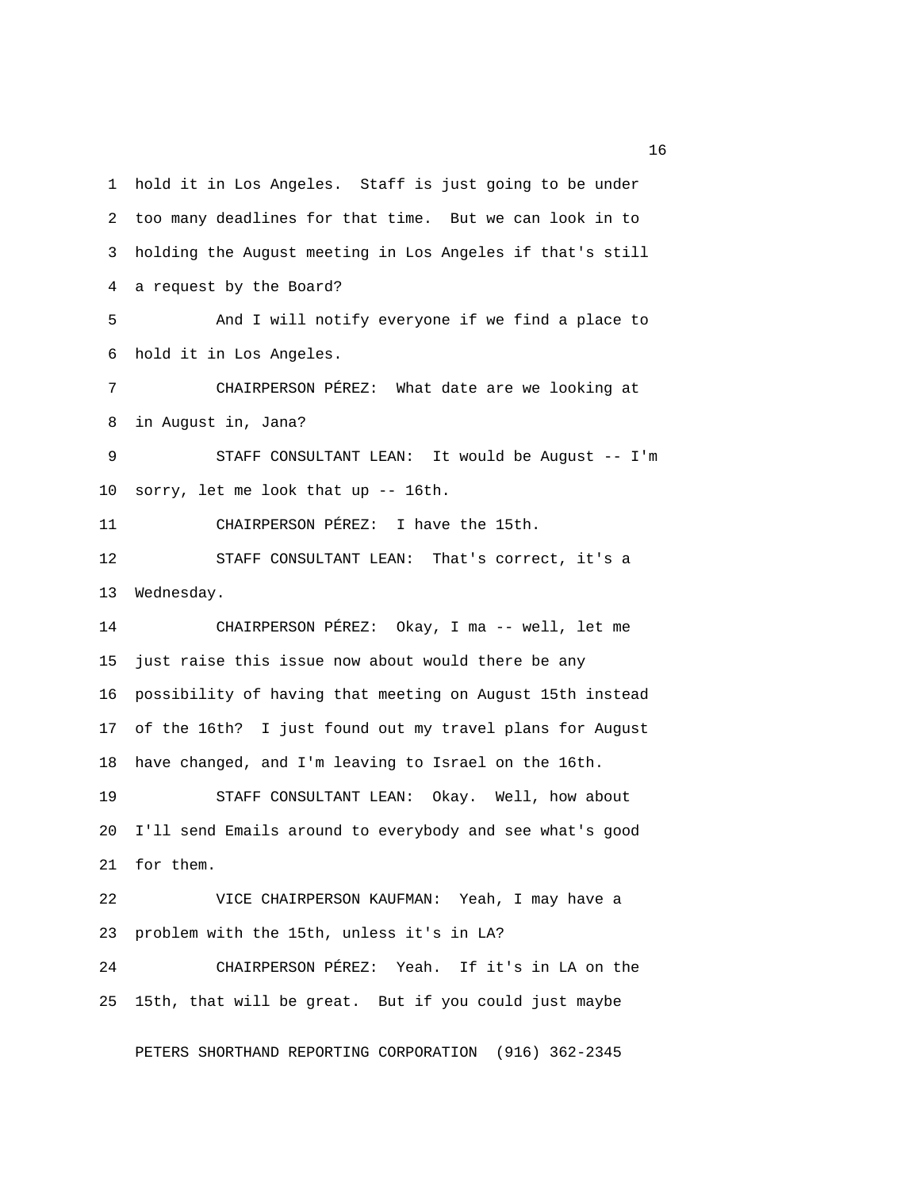1 hold it in Los Angeles. Staff is just going to be under
2 too many deadlines for that time. But we can look in to
3 holding the August meeting in Los Angeles if that's still
4 a request by the Board?

5 And I will notify everyone if we find a place to
6 hold it in Los Angeles.

7 CHAIRPERSON PÉREZ: What date are we looking at
8 in August in, Jana?

9 STAFF CONSULTANT LEAN: It would be August -- I'm
10 sorry, let me look that up -- 16th.

11 CHAIRPERSON PÉREZ: I have the 15th.

12 STAFF CONSULTANT LEAN: That's correct, it's a
13 Wednesday.

14 CHAIRPERSON PÉREZ: Okay, I ma -- well, let me
15 just raise this issue now about would there be any
16 possibility of having that meeting on August 15th instead
17 of the 16th? I just found out my travel plans for August
18 have changed, and I'm leaving to Israel on the 16th.

19 STAFF CONSULTANT LEAN: Okay. Well, how about
20 I'll send Emails around to everybody and see what's good
21 for them.

22 VICE CHAIRPERSON KAUFMAN: Yeah, I may have a
23 problem with the 15th, unless it's in LA?

24 CHAIRPERSON PÉREZ: Yeah. If it's in LA on the
25 15th, that will be great. But if you could just maybe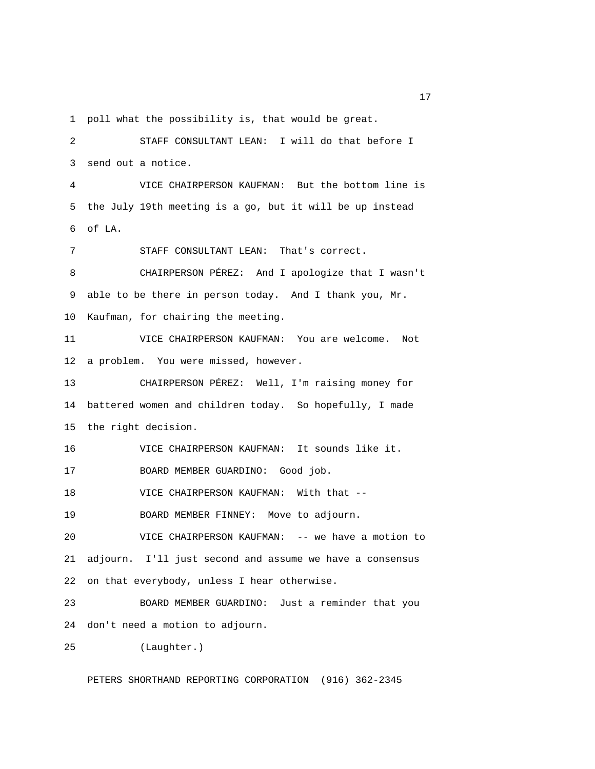poll what the possibility is, that would be great.

STAFF CONSULTANT LEAN: I will do that before I send out a notice.

VICE CHAIRPERSON KAUFMAN: But the bottom line is the July 19th meeting is a go, but it will be up instead of LA.

STAFF CONSULTANT LEAN: That's correct.

CHAIRPERSON PÉREZ: And I apologize that I wasn't able to be there in person today. And I thank you, Mr. Kaufman, for chairing the meeting.

VICE CHAIRPERSON KAUFMAN: You are welcome. Not a problem. You were missed, however.

CHAIRPERSON PÉREZ: Well, I'm raising money for battered women and children today. So hopefully, I made the right decision.

VICE CHAIRPERSON KAUFMAN: It sounds like it.

BOARD MEMBER GUARDINO: Good job.

VICE CHAIRPERSON KAUFMAN: With that --

BOARD MEMBER FINNEY: Move to adjourn.

VICE CHAIRPERSON KAUFMAN: -- we have a motion to adjourn. I'll just second and assume we have a consensus on that everybody, unless I hear otherwise.

BOARD MEMBER GUARDINO: Just a reminder that you don't need a motion to adjourn.

(Laughter.)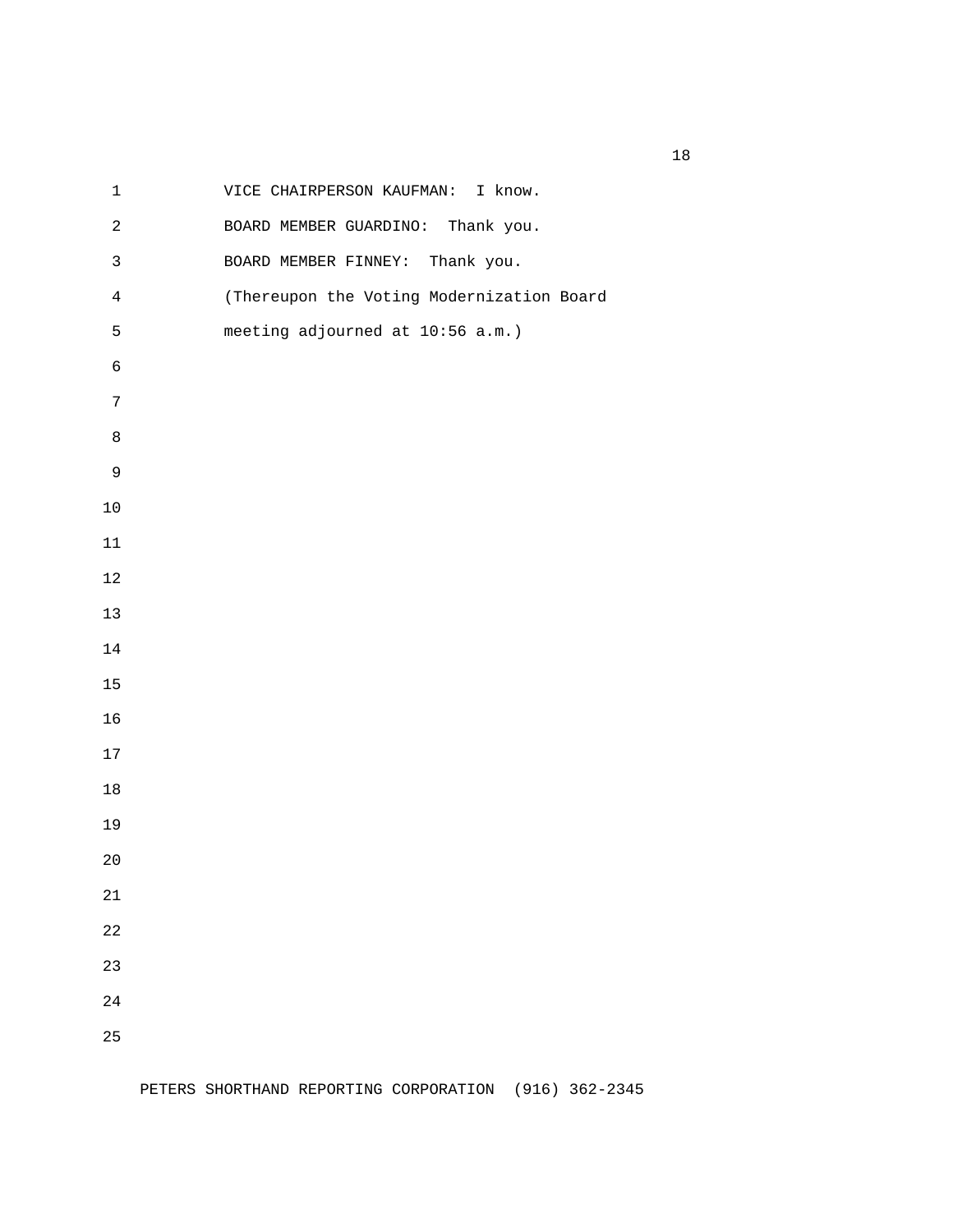VICE CHAIRPERSON KAUFMAN: I know.

BOARD MEMBER GUARDINO: Thank you.

BOARD MEMBER FINNEY: Thank you.

(Thereupon the Voting Modernization Board meeting adjourned at 10:56 a.m.)

PETERS SHORTHAND REPORTING CORPORATION (916) 362-2345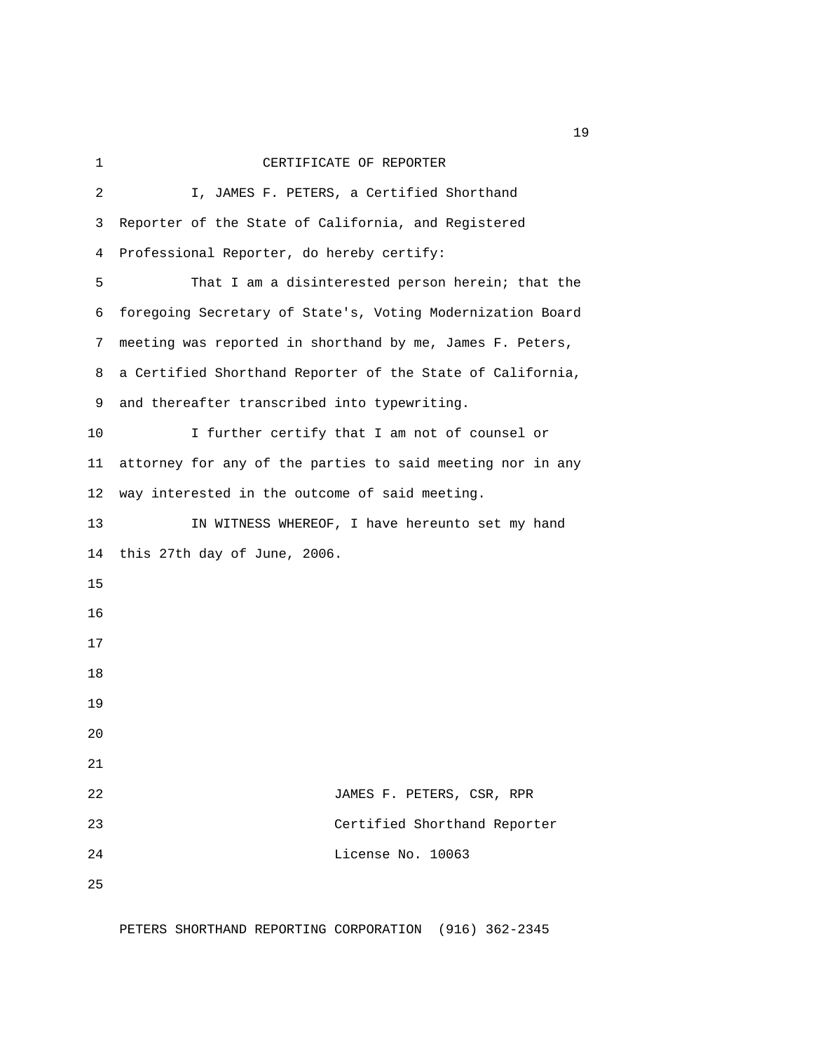# CERTIFICATE OF REPORTER

I, JAMES F. PETERS, a Certified Shorthand Reporter of the State of California, and Registered Professional Reporter, do hereby certify:

That I am a disinterested person herein; that the foregoing Secretary of State's, Voting Modernization Board meeting was reported in shorthand by me, James F. Peters, a Certified Shorthand Reporter of the State of California, and thereafter transcribed into typewriting.

I further certify that I am not of counsel or attorney for any of the parties to said meeting nor in any way interested in the outcome of said meeting.

IN WITNESS WHEREOF, I have hereunto set my hand this 27th day of June, 2006.

JAMES F. PETERS, CSR, RPR
Certified Shorthand Reporter
License No. 10063